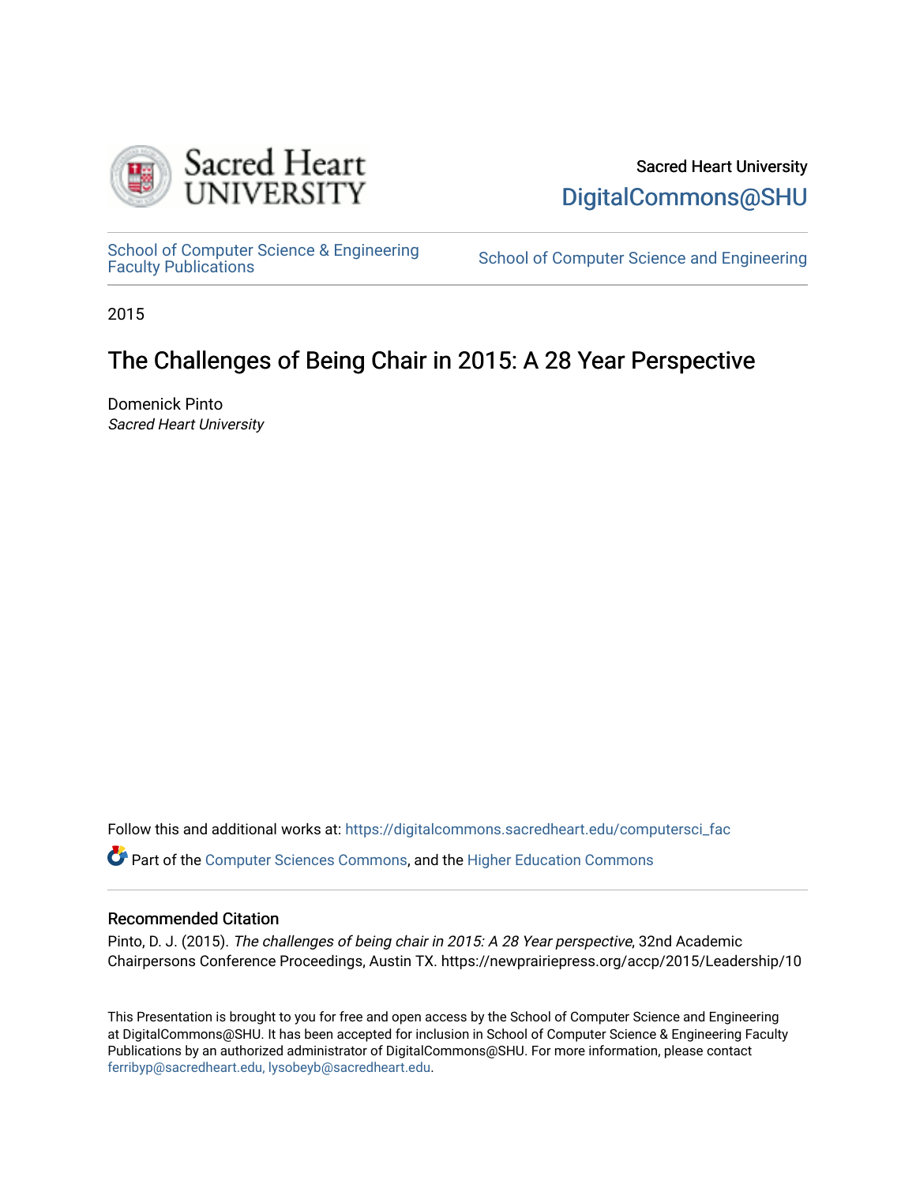Sacred Heart University
DigitalCommons@SHU

School of Computer Science & Engineering Faculty Publications

School of Computer Science and Engineering

2015

# The Challenges of Being Chair in 2015: A 28 Year Perspective

Domenick Pinto
*Sacred Heart University*

Follow this and additional works at: https://digitalcommons.sacredheart.edu/computersci_fac

Part of the Computer Sciences Commons, and the Higher Education Commons

## Recommended Citation

Pinto, D. J. (2015). *The challenges of being chair in 2015: A 28 Year perspective*, 32nd Academic Chairpersons Conference Proceedings, Austin TX. https://newprairiepress.org/accp/2015/Leadership/10

This Presentation is brought to you for free and open access by the School of Computer Science and Engineering at DigitalCommons@SHU. It has been accepted for inclusion in School of Computer Science & Engineering Faculty Publications by an authorized administrator of DigitalCommons@SHU. For more information, please contact ferribyp@sacredheart.edu, lysobeyb@sacredheart.edu.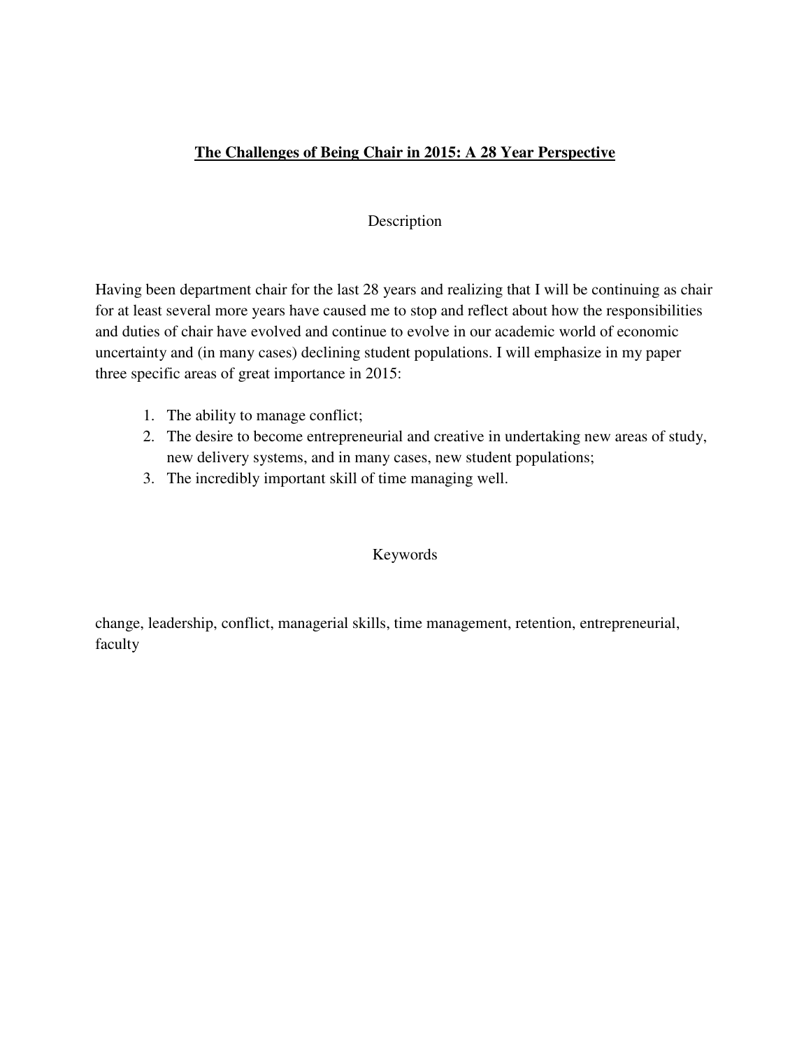# **The Challenges of Being Chair in 2015: A 28 Year Perspective**

## Description

Having been department chair for the last 28 years and realizing that I will be continuing as chair for at least several more years have caused me to stop and reflect about how the responsibilities and duties of chair have evolved and continue to evolve in our academic world of economic uncertainty and (in many cases) declining student populations. I will emphasize in my paper three specific areas of great importance in 2015:

1. The ability to manage conflict;
2. The desire to become entrepreneurial and creative in undertaking new areas of study, new delivery systems, and in many cases, new student populations;
3. The incredibly important skill of time managing well.

## Keywords

change, leadership, conflict, managerial skills, time management, retention, entrepreneurial, faculty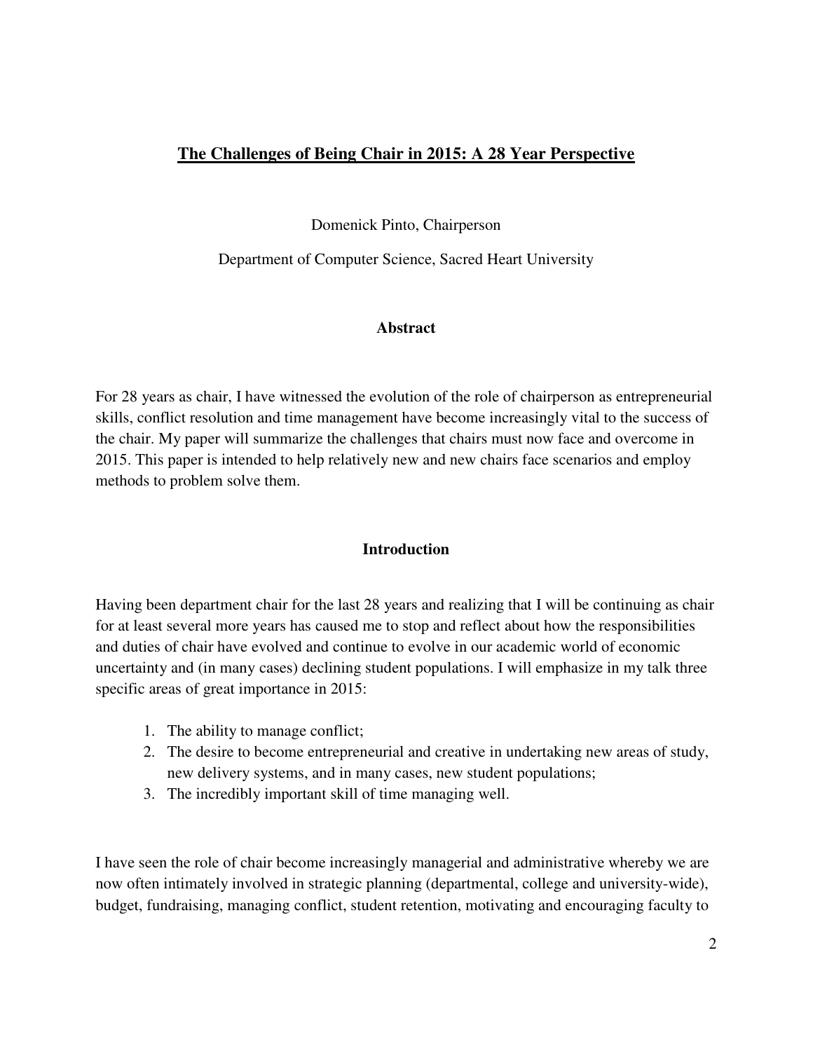# The Challenges of Being Chair in 2015: A 28 Year Perspective

Domenick Pinto, Chairperson

Department of Computer Science, Sacred Heart University

## Abstract

For 28 years as chair, I have witnessed the evolution of the role of chairperson as entrepreneurial skills, conflict resolution and time management have become increasingly vital to the success of the chair. My paper will summarize the challenges that chairs must now face and overcome in 2015. This paper is intended to help relatively new and new chairs face scenarios and employ methods to problem solve them.

## Introduction

Having been department chair for the last 28 years and realizing that I will be continuing as chair for at least several more years has caused me to stop and reflect about how the responsibilities and duties of chair have evolved and continue to evolve in our academic world of economic uncertainty and (in many cases) declining student populations. I will emphasize in my talk three specific areas of great importance in 2015:

1. The ability to manage conflict;
2. The desire to become entrepreneurial and creative in undertaking new areas of study, new delivery systems, and in many cases, new student populations;
3. The incredibly important skill of time managing well.

I have seen the role of chair become increasingly managerial and administrative whereby we are now often intimately involved in strategic planning (departmental, college and university-wide), budget, fundraising, managing conflict, student retention, motivating and encouraging faculty to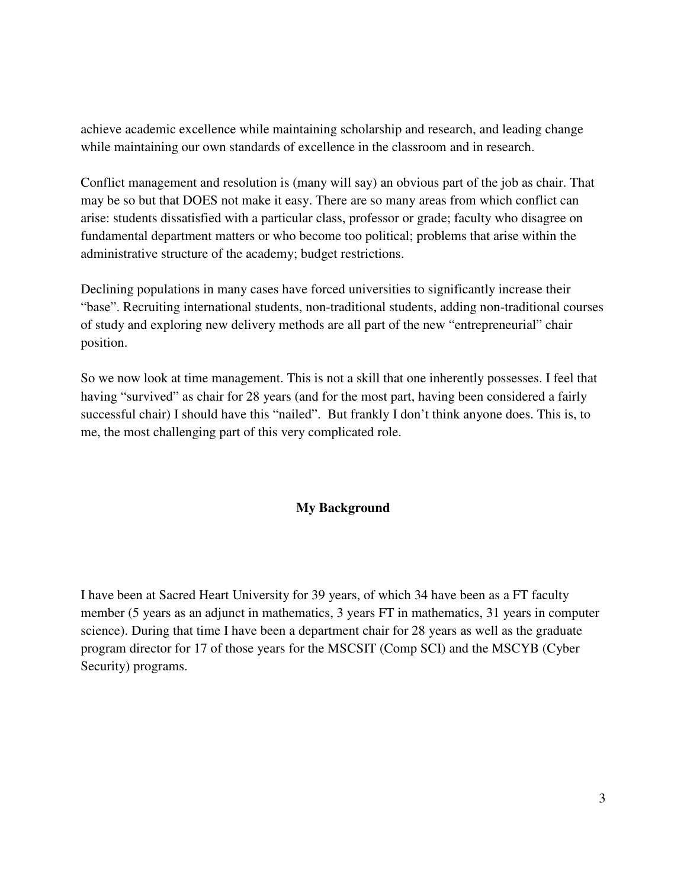achieve academic excellence while maintaining scholarship and research, and leading change while maintaining our own standards of excellence in the classroom and in research.

Conflict management and resolution is (many will say) an obvious part of the job as chair. That may be so but that DOES not make it easy. There are so many areas from which conflict can arise: students dissatisfied with a particular class, professor or grade; faculty who disagree on fundamental department matters or who become too political; problems that arise within the administrative structure of the academy; budget restrictions.

Declining populations in many cases have forced universities to significantly increase their "base". Recruiting international students, non-traditional students, adding non-traditional courses of study and exploring new delivery methods are all part of the new "entrepreneurial" chair position.

So we now look at time management. This is not a skill that one inherently possesses. I feel that having "survived" as chair for 28 years (and for the most part, having been considered a fairly successful chair) I should have this "nailed". But frankly I don't think anyone does. This is, to me, the most challenging part of this very complicated role.

## My Background

I have been at Sacred Heart University for 39 years, of which 34 have been as a FT faculty member (5 years as an adjunct in mathematics, 3 years FT in mathematics, 31 years in computer science). During that time I have been a department chair for 28 years as well as the graduate program director for 17 of those years for the MSCSIT (Comp SCI) and the MSCYB (Cyber Security) programs.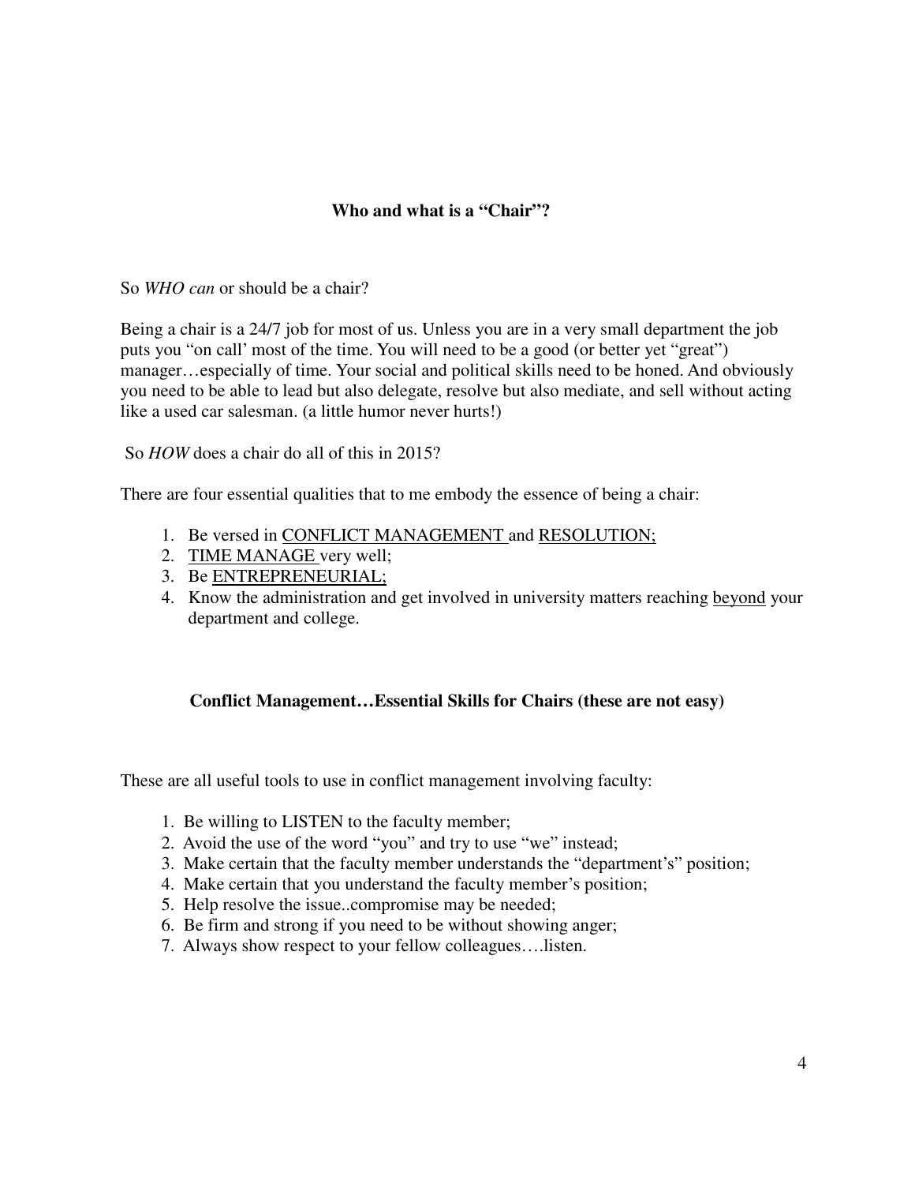### **Who and what is a "Chair"?**

So *WHO can* or should be a chair?

Being a chair is a 24/7 job for most of us. Unless you are in a very small department the job puts you "on call' most of the time. You will need to be a good (or better yet "great") manager…especially of time. Your social and political skills need to be honed. And obviously you need to be able to lead but also delegate, resolve but also mediate, and sell without acting like a used car salesman. (a little humor never hurts!)

So *HOW* does a chair do all of this in 2015?

There are four essential qualities that to me embody the essence of being a chair:

1. Be versed in <u>CONFLICT MANAGEMENT</u> and <u>RESOLUTION;</u>
2. <u>TIME MANAGE</u> very well;
3. Be <u>ENTREPRENEURIAL;</u>
4. Know the administration and get involved in university matters reaching <u>beyond</u> your department and college.

### **Conflict Management…Essential Skills for Chairs (these are not easy)**

These are all useful tools to use in conflict management involving faculty:

1. Be willing to LISTEN to the faculty member;
2. Avoid the use of the word "you" and try to use "we" instead;
3. Make certain that the faculty member understands the "department's" position;
4. Make certain that you understand the faculty member's position;
5. Help resolve the issue..compromise may be needed;
6. Be firm and strong if you need to be without showing anger;
7. Always show respect to your fellow colleagues….listen.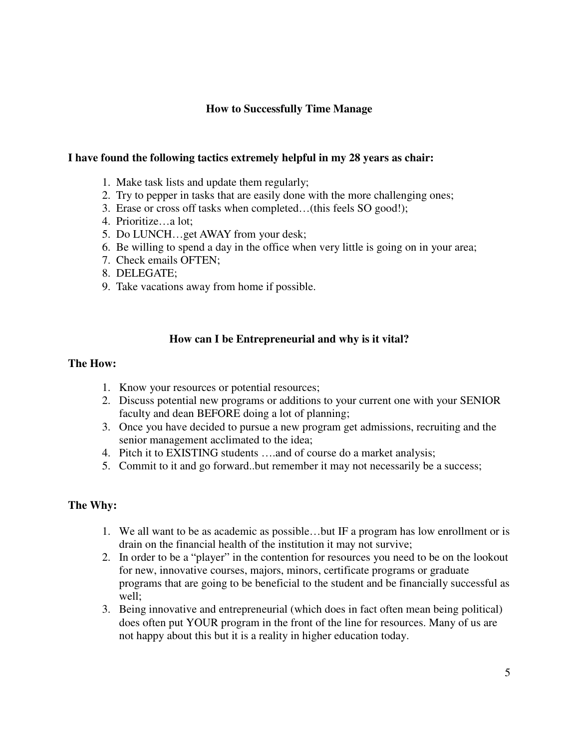## How to Successfully Time Manage

**I have found the following tactics extremely helpful in my 28 years as chair:**

1. Make task lists and update them regularly;
2. Try to pepper in tasks that are easily done with the more challenging ones;
3. Erase or cross off tasks when completed…(this feels SO good!);
4. Prioritize…a lot;
5. Do LUNCH…get AWAY from your desk;
6. Be willing to spend a day in the office when very little is going on in your area;
7. Check emails OFTEN;
8. DELEGATE;
9. Take vacations away from home if possible.

## How can I be Entrepreneurial and why is it vital?

### The How:

1. Know your resources or potential resources;
2. Discuss potential new programs or additions to your current one with your SENIOR faculty and dean BEFORE doing a lot of planning;
3. Once you have decided to pursue a new program get admissions, recruiting and the senior management acclimated to the idea;
4. Pitch it to EXISTING students ….and of course do a market analysis;
5. Commit to it and go forward..but remember it may not necessarily be a success;

### The Why:

1. We all want to be as academic as possible…but IF a program has low enrollment or is drain on the financial health of the institution it may not survive;
2. In order to be a "player" in the contention for resources you need to be on the lookout for new, innovative courses, majors, minors, certificate programs or graduate programs that are going to be beneficial to the student and be financially successful as well;
3. Being innovative and entrepreneurial (which does in fact often mean being political) does often put YOUR program in the front of the line for resources. Many of us are not happy about this but it is a reality in higher education today.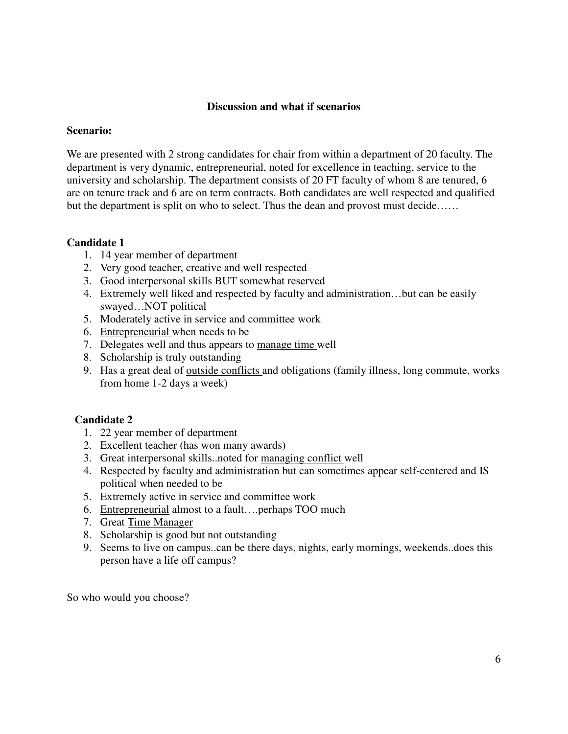## Discussion and what if scenarios

**Scenario:**

We are presented with 2 strong candidates for chair from within a department of 20 faculty. The department is very dynamic, entrepreneurial, noted for excellence in teaching, service to the university and scholarship. The department consists of 20 FT faculty of whom 8 are tenured, 6 are on tenure track and 6 are on term contracts. Both candidates are well respected and qualified but the department is split on who to select. Thus the dean and provost must decide……

**Candidate 1**

1. 14 year member of department
2. Very good teacher, creative and well respected
3. Good interpersonal skills BUT somewhat reserved
4. Extremely well liked and respected by faculty and administration…but can be easily swayed…NOT political
5. Moderately active in service and committee work
6. <u>Entrepreneurial</u> when needs to be
7. Delegates well and thus appears to <u>manage time</u> well
8. Scholarship is truly outstanding
9. Has a great deal of <u>outside conflicts</u> and obligations (family illness, long commute, works from home 1-2 days a week)

**Candidate 2**

1. 22 year member of department
2. Excellent teacher (has won many awards)
3. Great interpersonal skills..noted for <u>managing conflict</u> well
4. Respected by faculty and administration but can sometimes appear self-centered and IS political when needed to be
5. Extremely active in service and committee work
6. <u>Entrepreneurial</u> almost to a fault….perhaps TOO much
7. Great <u>Time Manager</u>
8. Scholarship is good but not outstanding
9. Seems to live on campus..can be there days, nights, early mornings, weekends..does this person have a life off campus?

So who would you choose?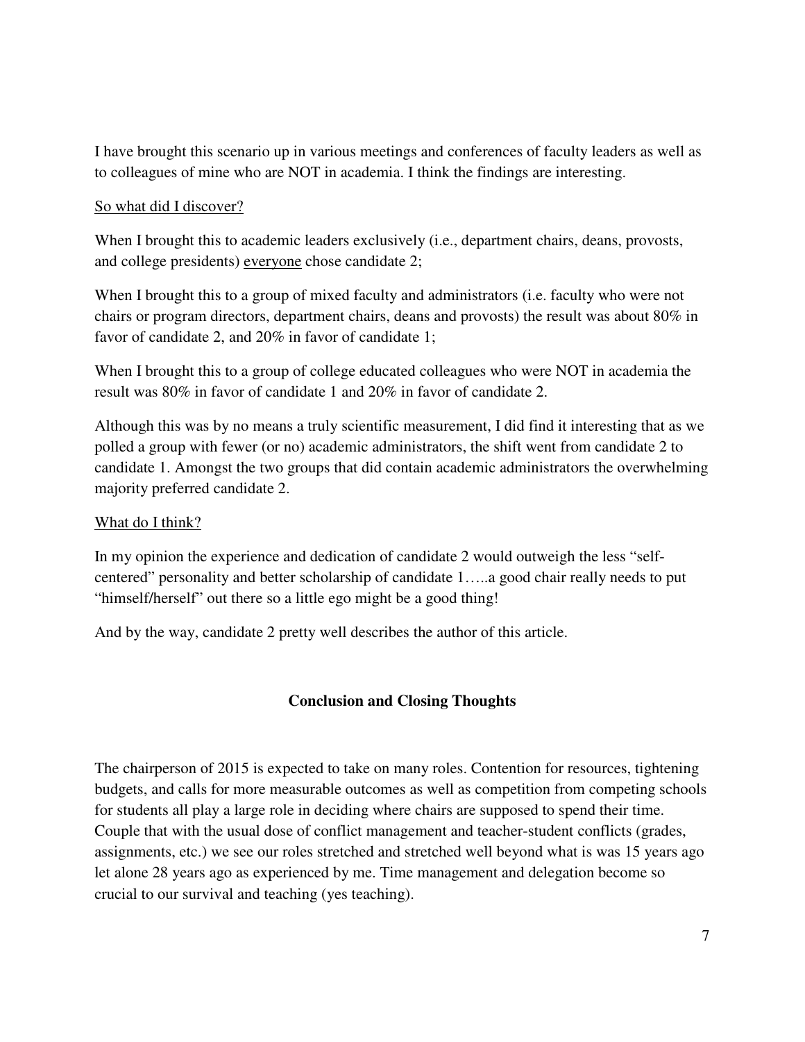I have brought this scenario up in various meetings and conferences of faculty leaders as well as to colleagues of mine who are NOT in academia. I think the findings are interesting.

<u>So what did I discover?</u>

When I brought this to academic leaders exclusively (i.e., department chairs, deans, provosts, and college presidents) <u>everyone</u> chose candidate 2;

When I brought this to a group of mixed faculty and administrators (i.e. faculty who were not chairs or program directors, department chairs, deans and provosts) the result was about 80% in favor of candidate 2, and 20% in favor of candidate 1;

When I brought this to a group of college educated colleagues who were NOT in academia the result was 80% in favor of candidate 1 and 20% in favor of candidate 2.

Although this was by no means a truly scientific measurement, I did find it interesting that as we polled a group with fewer (or no) academic administrators, the shift went from candidate 2 to candidate 1. Amongst the two groups that did contain academic administrators the overwhelming majority preferred candidate 2.

<u>What do I think?</u>

In my opinion the experience and dedication of candidate 2 would outweigh the less "self-centered" personality and better scholarship of candidate 1…..a good chair really needs to put "himself/herself" out there so a little ego might be a good thing!

And by the way, candidate 2 pretty well describes the author of this article.

## Conclusion and Closing Thoughts

The chairperson of 2015 is expected to take on many roles. Contention for resources, tightening budgets, and calls for more measurable outcomes as well as competition from competing schools for students all play a large role in deciding where chairs are supposed to spend their time. Couple that with the usual dose of conflict management and teacher-student conflicts (grades, assignments, etc.) we see our roles stretched and stretched well beyond what is was 15 years ago let alone 28 years ago as experienced by me. Time management and delegation become so crucial to our survival and teaching (yes teaching).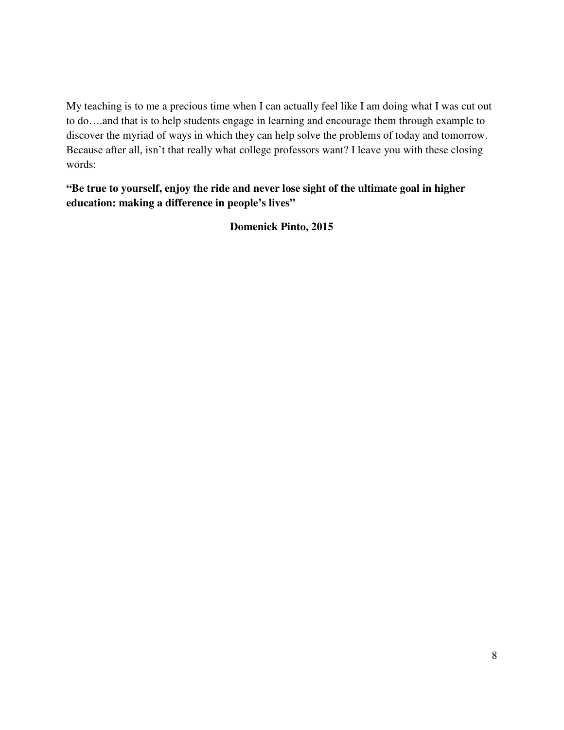My teaching is to me a precious time when I can actually feel like I am doing what I was cut out to do….and that is to help students engage in learning and encourage them through example to discover the myriad of ways in which they can help solve the problems of today and tomorrow. Because after all, isn't that really what college professors want? I leave you with these closing words:

**"Be true to yourself, enjoy the ride and never lose sight of the ultimate goal in higher education: making a difference in people's lives"**

**Domenick Pinto, 2015**